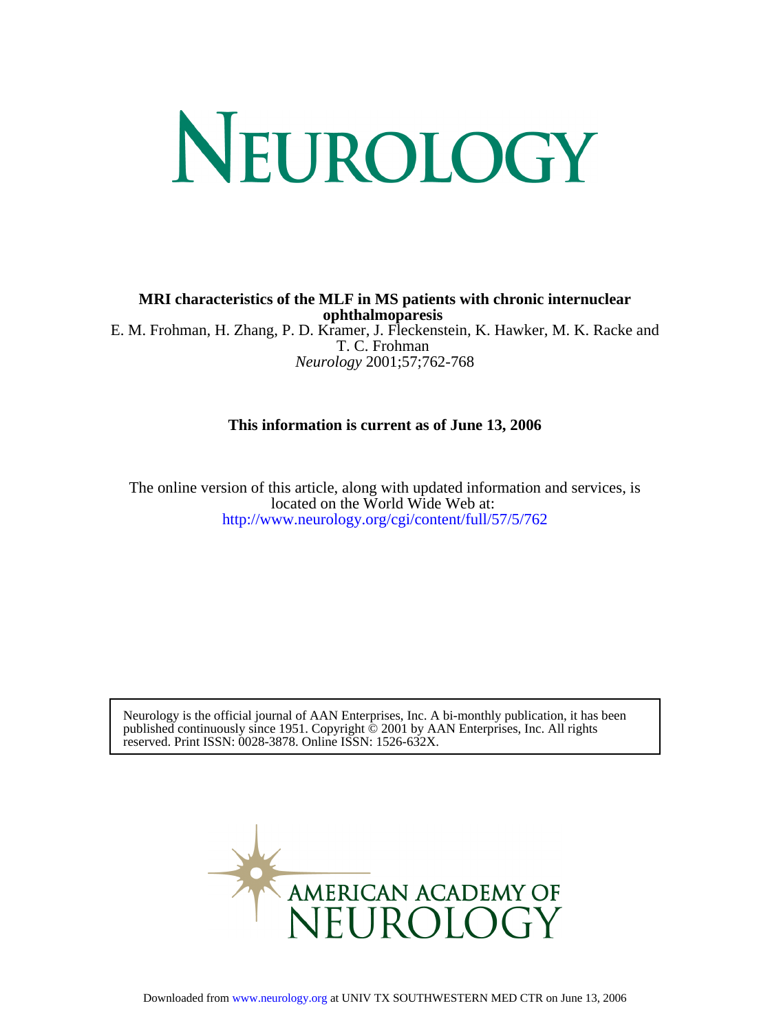# NEUROLOGY

**MRI characteristics of the MLF in MS patients with chronic internuclear ophthalmoparesis**

E. M. Frohman, H. Zhang, P. D. Kramer, J. Fleckenstein, K. Hawker, M. K. Racke and T. C. Frohman

*Neurology* 2001;57;762-768

**This information is current as of June 13, 2006**

The online version of this article, along with updated information and services, is located on the World Wide Web at:
http://www.neurology.org/cgi/content/full/57/5/762

Neurology is the official journal of AAN Enterprises, Inc. A bi-monthly publication, it has been published continuously since 1951. Copyright © 2001 by AAN Enterprises, Inc. All rights reserved. Print ISSN: 0028-3878. Online ISSN: 1526-632X.

AMERICAN ACADEMY OF NEUROLOGY

Downloaded from www.neurology.org at UNIV TX SOUTHWESTERN MED CTR on June 13, 2006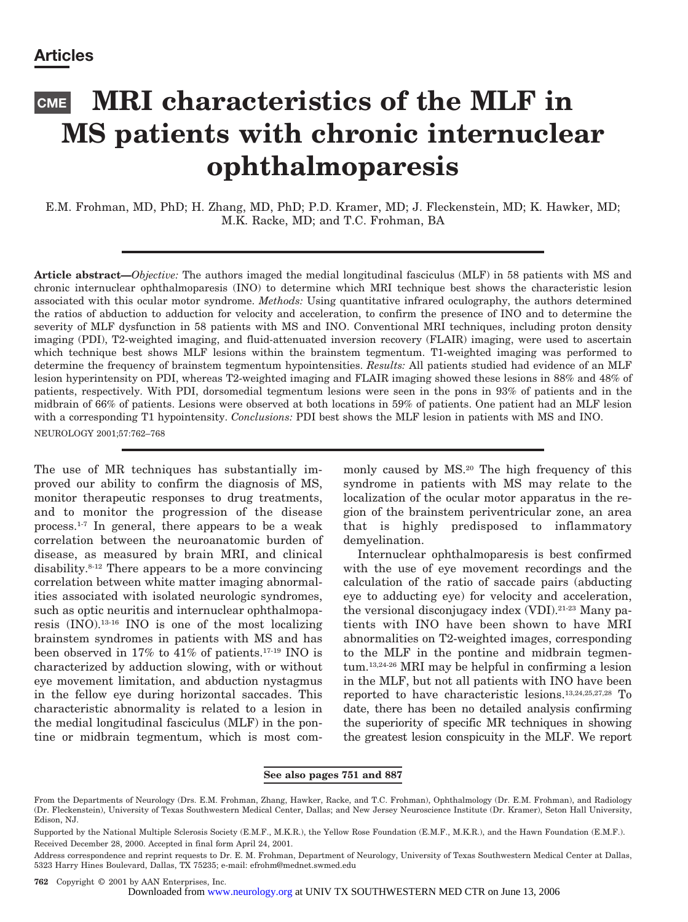## Articles

# MRI characteristics of the MLF in MS patients with chronic internuclear ophthalmoparesis

E.M. Frohman, MD, PhD; H. Zhang, MD, PhD; P.D. Kramer, MD; J. Fleckenstein, MD; K. Hawker, MD; M.K. Racke, MD; and T.C. Frohman, BA

**Article abstract—***Objective:* The authors imaged the medial longitudinal fasciculus (MLF) in 58 patients with MS and chronic internuclear ophthalmoparesis (INO) to determine which MRI technique best shows the characteristic lesion associated with this ocular motor syndrome. *Methods:* Using quantitative infrared oculography, the authors determined the ratios of abduction to adduction for velocity and acceleration, to confirm the presence of INO and to determine the severity of MLF dysfunction in 58 patients with MS and INO. Conventional MRI techniques, including proton density imaging (PDI), T2-weighted imaging, and fluid-attenuated inversion recovery (FLAIR) imaging, were used to ascertain which technique best shows MLF lesions within the brainstem tegmentum. T1-weighted imaging was performed to determine the frequency of brainstem tegmentum hypointensities. *Results:* All patients studied had evidence of an MLF lesion hyperintensity on PDI, whereas T2-weighted imaging and FLAIR imaging showed these lesions in 88% and 48% of patients, respectively. With PDI, dorsomedial tegmentum lesions were seen in the pons in 93% of patients and in the midbrain of 66% of patients. Lesions were observed at both locations in 59% of patients. One patient had an MLF lesion with a corresponding T1 hypointensity. *Conclusions:* PDI best shows the MLF lesion in patients with MS and INO.

NEUROLOGY 2001;57:762–768

The use of MR techniques has substantially improved our ability to confirm the diagnosis of MS, monitor therapeutic responses to drug treatments, and to monitor the progression of the disease process.[1-7] In general, there appears to be a weak correlation between the neuroanatomic burden of disease, as measured by brain MRI, and clinical disability.[8-12] There appears to be a more convincing correlation between white matter imaging abnormalities associated with isolated neurologic syndromes, such as optic neuritis and internuclear ophthalmoparesis (INO).[13-16] INO is one of the most localizing brainstem syndromes in patients with MS and has been observed in 17% to 41% of patients.[17-19] INO is characterized by adduction slowing, with or without eye movement limitation, and abduction nystagmus in the fellow eye during horizontal saccades. This characteristic abnormality is related to a lesion in the medial longitudinal fasciculus (MLF) in the pontine or midbrain tegmentum, which is most commonly caused by MS.[20] The high frequency of this syndrome in patients with MS may relate to the localization of the ocular motor apparatus in the region of the brainstem periventricular zone, an area that is highly predisposed to inflammatory demyelination.

Internuclear ophthalmoparesis is best confirmed with the use of eye movement recordings and the calculation of the ratio of saccade pairs (abducting eye to adducting eye) for velocity and acceleration, the versional disconjugacy index (VDI).[21-23] Many patients with INO have been shown to have MRI abnormalities on T2-weighted images, corresponding to the MLF in the pontine and midbrain tegmentum.[13,24-26] MRI may be helpful in confirming a lesion in the MLF, but not all patients with INO have been reported to have characteristic lesions.[13,24,25,27,28] To date, there has been no detailed analysis confirming the superiority of specific MR techniques in showing the greatest lesion conspicuity in the MLF. We report

**See also pages 751 and 887**

From the Departments of Neurology (Drs. E.M. Frohman, Zhang, Hawker, Racke, and T.C. Frohman), Ophthalmology (Dr. E.M. Frohman), and Radiology (Dr. Fleckenstein), University of Texas Southwestern Medical Center, Dallas; and New Jersey Neuroscience Institute (Dr. Kramer), Seton Hall University, Edison, NJ.

Supported by the National Multiple Sclerosis Society (E.M.F., M.K.R.), the Yellow Rose Foundation (E.M.F., M.K.R.), and the Hawn Foundation (E.M.F.).

Received December 28, 2000. Accepted in final form April 24, 2001.

Address correspondence and reprint requests to Dr. E. M. Frohman, Department of Neurology, University of Texas Southwestern Medical Center at Dallas, 5323 Harry Hines Boulevard, Dallas, TX 75235; e-mail: efrohm@mednet.swmed.edu

Copyright © 2001 by AAN Enterprises, Inc.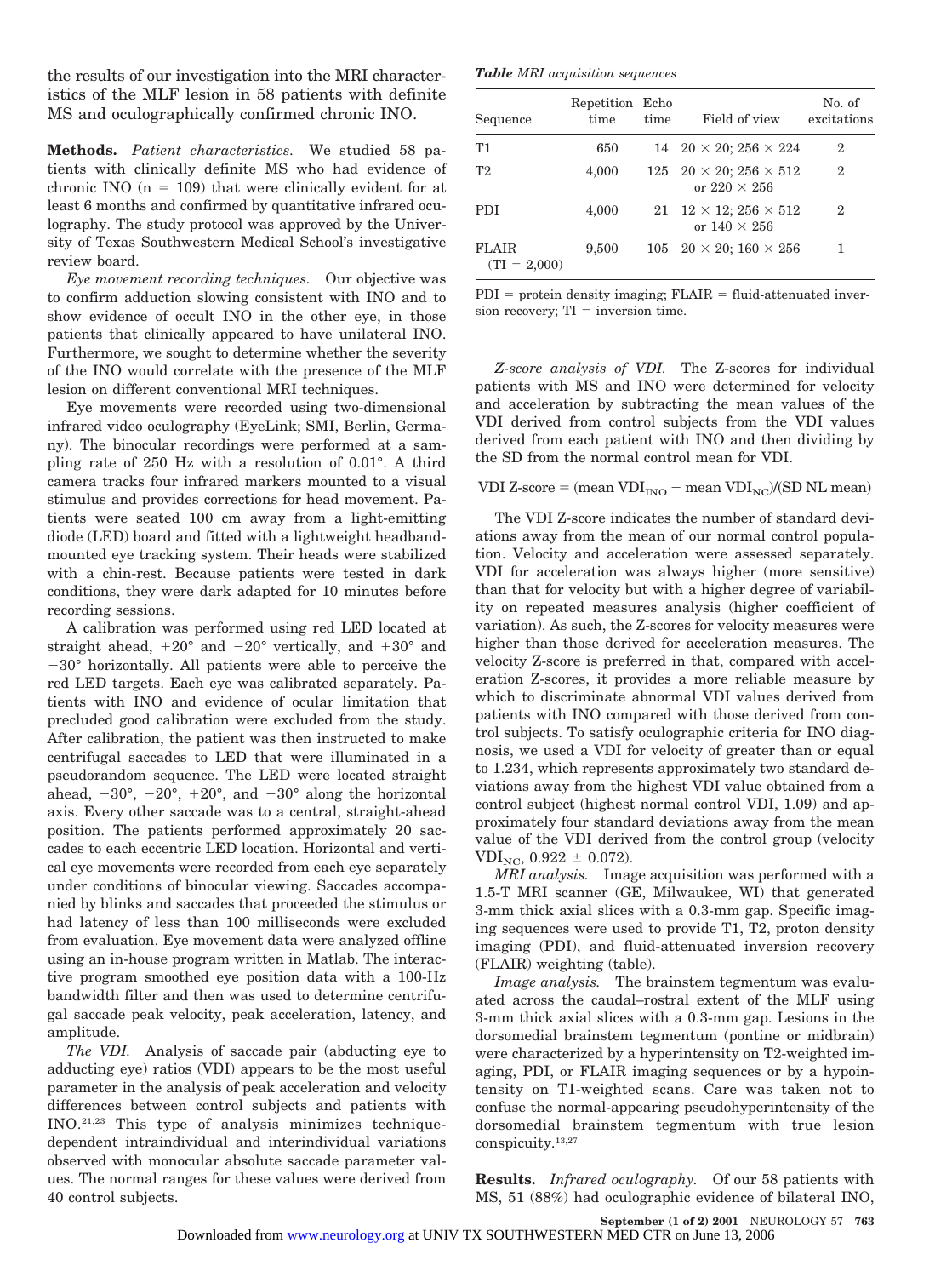the results of our investigation into the MRI characteristics of the MLF lesion in 58 patients with definite MS and oculographically confirmed chronic INO.

**Methods.** *Patient characteristics.* We studied 58 patients with clinically definite MS who had evidence of chronic INO (n = 109) that were clinically evident for at least 6 months and confirmed by quantitative infrared oculography. The study protocol was approved by the University of Texas Southwestern Medical School's investigative review board.

*Eye movement recording techniques.* Our objective was to confirm adduction slowing consistent with INO and to show evidence of occult INO in the other eye, in those patients that clinically appeared to have unilateral INO. Furthermore, we sought to determine whether the severity of the INO would correlate with the presence of the MLF lesion on different conventional MRI techniques.

Eye movements were recorded using two-dimensional infrared video oculography (EyeLink; SMI, Berlin, Germany). The binocular recordings were performed at a sampling rate of 250 Hz with a resolution of 0.01°. A third camera tracks four infrared markers mounted to a visual stimulus and provides corrections for head movement. Patients were seated 100 cm away from a light-emitting diode (LED) board and fitted with a lightweight headband-mounted eye tracking system. Their heads were stabilized with a chin-rest. Because patients were tested in dark conditions, they were dark adapted for 10 minutes before recording sessions.

A calibration was performed using red LED located at straight ahead, +20° and −20° vertically, and +30° and −30° horizontally. All patients were able to perceive the red LED targets. Each eye was calibrated separately. Patients with INO and evidence of ocular limitation that precluded good calibration were excluded from the study. After calibration, the patient was then instructed to make centrifugal saccades to LED that were illuminated in a pseudorandom sequence. The LED were located straight ahead, −30°, −20°, +20°, and +30° along the horizontal axis. Every other saccade was to a central, straight-ahead position. The patients performed approximately 20 saccades to each eccentric LED location. Horizontal and vertical eye movements were recorded from each eye separately under conditions of binocular viewing. Saccades accompanied by blinks and saccades that proceeded the stimulus or had latency of less than 100 milliseconds were excluded from evaluation. Eye movement data were analyzed offline using an in-house program written in Matlab. The interactive program smoothed eye position data with a 100-Hz bandwidth filter and then was used to determine centrifugal saccade peak velocity, peak acceleration, latency, and amplitude.

*The VDI.* Analysis of saccade pair (abducting eye to adducting eye) ratios (VDI) appears to be the most useful parameter in the analysis of peak acceleration and velocity differences between control subjects and patients with INO.[21,23] This type of analysis minimizes technique-dependent intraindividual and interindividual variations observed with monocular absolute saccade parameter values. The normal ranges for these values were derived from 40 control subjects.

***Table*** *MRI acquisition sequences*

| Sequence | Repetition time | Echo time | Field of view | No. of excitations |
|---|---|---|---|---|
| T1 | 650 | 14 | 20 × 20; 256 × 224 | 2 |
| T2 | 4,000 | 125 | 20 × 20; 256 × 512 or 220 × 256 | 2 |
| PDI | 4,000 | 21 | 12 × 12; 256 × 512 or 140 × 256 | 2 |
| FLAIR (TI = 2,000) | 9,500 | 105 | 20 × 20; 160 × 256 | 1 |

PDI = protein density imaging; FLAIR = fluid-attenuated inversion recovery; TI = inversion time.

*Z-score analysis of VDI.* The Z-scores for individual patients with MS and INO were determined for velocity and acceleration by subtracting the mean values of the VDI derived from control subjects from the VDI values derived from each patient with INO and then dividing by the SD from the normal control mean for VDI.

$$\text{VDI Z-score} = (\text{mean VDI}_{\text{INO}} - \text{mean VDI}_{\text{NC}})/(\text{SD NL mean})$$

The VDI Z-score indicates the number of standard deviations away from the mean of our normal control population. Velocity and acceleration were assessed separately. VDI for acceleration was always higher (more sensitive) than that for velocity but with a higher degree of variability on repeated measures analysis (higher coefficient of variation). As such, the Z-scores for velocity measures were higher than those derived for acceleration measures. The velocity Z-score is preferred in that, compared with acceleration Z-scores, it provides a more reliable measure by which to discriminate abnormal VDI values derived from patients with INO compared with those derived from control subjects. To satisfy oculographic criteria for INO diagnosis, we used a VDI for velocity of greater than or equal to 1.234, which represents approximately two standard deviations away from the highest VDI value obtained from a control subject (highest normal control VDI, 1.09) and approximately four standard deviations away from the mean value of the VDI derived from the control group (velocity $\text{VDI}_{\text{NC}}$, 0.922 ± 0.072).

*MRI analysis.* Image acquisition was performed with a 1.5-T MRI scanner (GE, Milwaukee, WI) that generated 3-mm thick axial slices with a 0.3-mm gap. Specific imaging sequences were used to provide T1, T2, proton density imaging (PDI), and fluid-attenuated inversion recovery (FLAIR) weighting (table).

*Image analysis.* The brainstem tegmentum was evaluated across the caudal–rostral extent of the MLF using 3-mm thick axial slices with a 0.3-mm gap. Lesions in the dorsomedial brainstem tegmentum (pontine or midbrain) were characterized by a hyperintensity on T2-weighted imaging, PDI, or FLAIR imaging sequences or by a hypointensity on T1-weighted scans. Care was taken not to confuse the normal-appearing pseudohyperintensity of the dorsomedial brainstem tegmentum with true lesion conspicuity.[13,27]

**Results.** *Infrared oculography.* Of our 58 patients with MS, 51 (88%) had oculographic evidence of bilateral INO,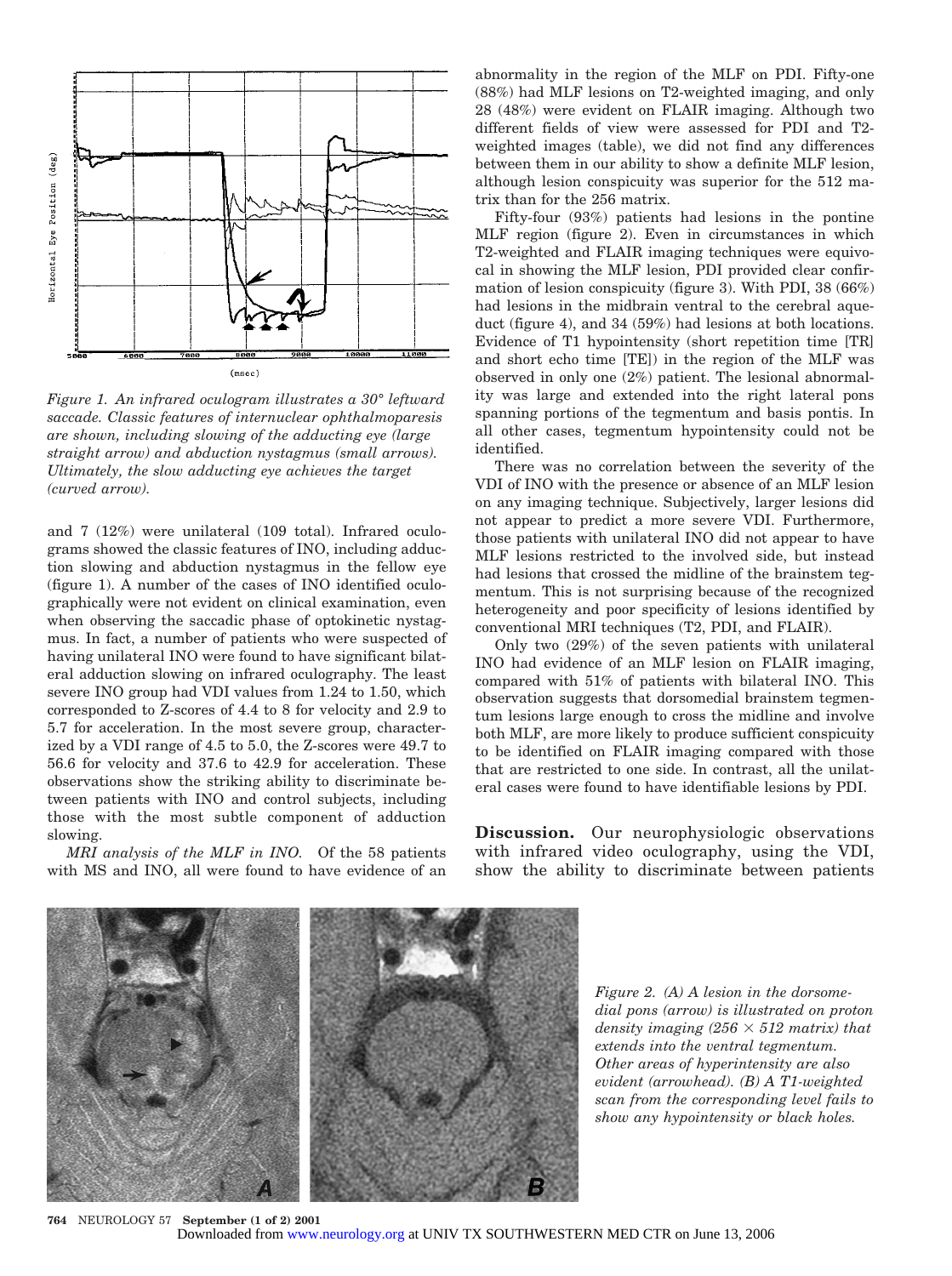*Figure 1. An infrared oculogram illustrates a 30° leftward saccade. Classic features of internuclear ophthalmoparesis are shown, including slowing of the adducting eye (large straight arrow) and abduction nystagmus (small arrows). Ultimately, the slow adducting eye achieves the target (curved arrow).*

and 7 (12%) were unilateral (109 total). Infrared oculograms showed the classic features of INO, including adduction slowing and abduction nystagmus in the fellow eye (figure 1). A number of the cases of INO identified oculographically were not evident on clinical examination, even when observing the saccadic phase of optokinetic nystagmus. In fact, a number of patients who were suspected of having unilateral INO were found to have significant bilateral adduction slowing on infrared oculography. The least severe INO group had VDI values from 1.24 to 1.50, which corresponded to Z-scores of 4.4 to 8 for velocity and 2.9 to 5.7 for acceleration. In the most severe group, characterized by a VDI range of 4.5 to 5.0, the Z-scores were 49.7 to 56.6 for velocity and 37.6 to 42.9 for acceleration. These observations show the striking ability to discriminate between patients with INO and control subjects, including those with the most subtle component of adduction slowing.

*MRI analysis of the MLF in INO.* Of the 58 patients with MS and INO, all were found to have evidence of an abnormality in the region of the MLF on PDI. Fifty-one (88%) had MLF lesions on T2-weighted imaging, and only 28 (48%) were evident on FLAIR imaging. Although two different fields of view were assessed for PDI and T2-weighted images (table), we did not find any differences between them in our ability to show a definite MLF lesion, although lesion conspicuity was superior for the 512 matrix than for the 256 matrix.

Fifty-four (93%) patients had lesions in the pontine MLF region (figure 2). Even in circumstances in which T2-weighted and FLAIR imaging techniques were equivocal in showing the MLF lesion, PDI provided clear confirmation of lesion conspicuity (figure 3). With PDI, 38 (66%) had lesions in the midbrain ventral to the cerebral aqueduct (figure 4), and 34 (59%) had lesions at both locations. Evidence of T1 hypointensity (short repetition time [TR] and short echo time [TE]) in the region of the MLF was observed in only one (2%) patient. The lesional abnormality was large and extended into the right lateral pons spanning portions of the tegmentum and basis pontis. In all other cases, tegmentum hypointensity could not be identified.

There was no correlation between the severity of the VDI of INO with the presence or absence of an MLF lesion on any imaging technique. Subjectively, larger lesions did not appear to predict a more severe VDI. Furthermore, those patients with unilateral INO did not appear to have MLF lesions restricted to the involved side, but instead had lesions that crossed the midline of the brainstem tegmentum. This is not surprising because of the recognized heterogeneity and poor specificity of lesions identified by conventional MRI techniques (T2, PDI, and FLAIR).

Only two (29%) of the seven patients with unilateral INO had evidence of an MLF lesion on FLAIR imaging, compared with 51% of patients with bilateral INO. This observation suggests that dorsomedial brainstem tegmentum lesions large enough to cross the midline and involve both MLF, are more likely to produce sufficient conspicuity to be identified on FLAIR imaging compared with those that are restricted to one side. In contrast, all the unilateral cases were found to have identifiable lesions by PDI.

**Discussion.** Our neurophysiologic observations with infrared video oculography, using the VDI, show the ability to discriminate between patients

*Figure 2. (A) A lesion in the dorsomedial pons (arrow) is illustrated on proton density imaging (256 × 512 matrix) that extends into the ventral tegmentum. Other areas of hyperintensity are also evident (arrowhead). (B) A T1-weighted scan from the corresponding level fails to show any hypointensity or black holes.*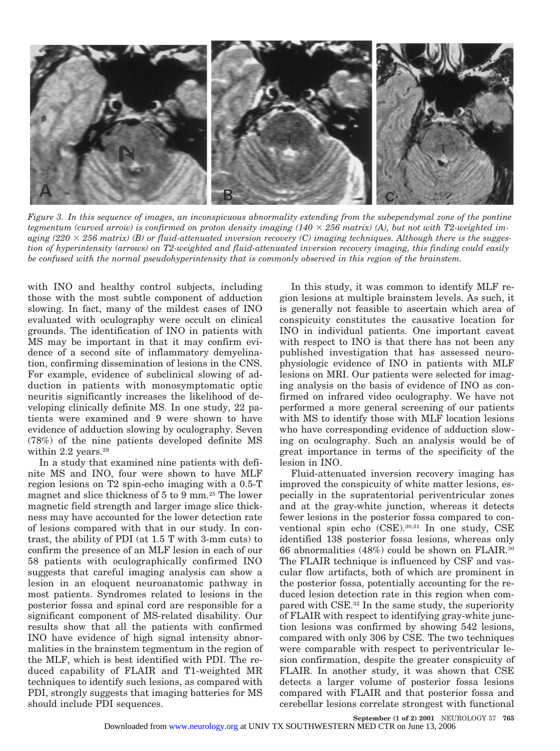*Figure 3. In this sequence of images, an inconspicuous abnormality extending from the subependymal zone of the pontine tegmentum (curved arrow) is confirmed on proton density imaging (140 × 256 matrix) (A), but not with T2-weighted imaging (220 × 256 matrix) (B) or fluid-attenuated inversion recovery (C) imaging techniques. Although there is the suggestion of hyperintensity (arrows) on T2-weighted and fluid-attenuated inversion recovery imaging, this finding could easily be confused with the normal pseudohyperintensity that is commonly observed in this region of the brainstem.*

with INO and healthy control subjects, including those with the most subtle component of adduction slowing. In fact, many of the mildest cases of INO evaluated with oculography were occult on clinical grounds. The identification of INO in patients with MS may be important in that it may confirm evidence of a second site of inflammatory demyelination, confirming dissemination of lesions in the CNS. For example, evidence of subclinical slowing of adduction in patients with monosymptomatic optic neuritis significantly increases the likelihood of developing clinically definite MS. In one study, 22 patients were examined and 9 were shown to have evidence of adduction slowing by oculography. Seven (78%) of the nine patients developed definite MS within 2.2 years.[29]

In a study that examined nine patients with definite MS and INO, four were shown to have MLF region lesions on T2 spin-echo imaging with a 0.5-T magnet and slice thickness of 5 to 9 mm.[25] The lower magnetic field strength and larger image slice thickness may have accounted for the lower detection rate of lesions compared with that in our study. In contrast, the ability of PDI (at 1.5 T with 3-mm cuts) to confirm the presence of an MLF lesion in each of our 58 patients with oculographically confirmed INO suggests that careful imaging analysis can show a lesion in an eloquent neuroanatomic pathway in most patients. Syndromes related to lesions in the posterior fossa and spinal cord are responsible for a significant component of MS-related disability. Our results show that all the patients with confirmed INO have evidence of high signal intensity abnormalities in the brainstem tegmentum in the region of the MLF, which is best identified with PDI. The reduced capability of FLAIR and T1-weighted MR techniques to identify such lesions, as compared with PDI, strongly suggests that imaging batteries for MS should include PDI sequences.

In this study, it was common to identify MLF region lesions at multiple brainstem levels. As such, it is generally not feasible to ascertain which area of conspicuity constitutes the causative location for INO in individual patients. One important caveat with respect to INO is that there has not been any published investigation that has assessed neurophysiologic evidence of INO in patients with MLF lesions on MRI. Our patients were selected for imaging analysis on the basis of evidence of INO as confirmed on infrared video oculography. We have not performed a more general screening of our patients with MS to identify those with MLF location lesions who have corresponding evidence of adduction slowing on oculography. Such an analysis would be of great importance in terms of the specificity of the lesion in INO.

Fluid-attenuated inversion recovery imaging has improved the conspicuity of white matter lesions, especially in the supratentorial periventricular zones and at the gray-white junction, whereas it detects fewer lesions in the posterior fossa compared to conventional spin echo (CSE).[30,31] In one study, CSE identified 138 posterior fossa lesions, whereas only 66 abnormalities (48%) could be shown on FLAIR.[30] The FLAIR technique is influenced by CSF and vascular flow artifacts, both of which are prominent in the posterior fossa, potentially accounting for the reduced lesion detection rate in this region when compared with CSE.[32] In the same study, the superiority of FLAIR with respect to identifying gray-white junction lesions was confirmed by showing 542 lesions, compared with only 306 by CSE. The two techniques were comparable with respect to periventricular lesion confirmation, despite the greater conspicuity of FLAIR. In another study, it was shown that CSE detects a larger volume of posterior fossa lesions compared with FLAIR and that posterior fossa and cerebellar lesions correlate strongest with functional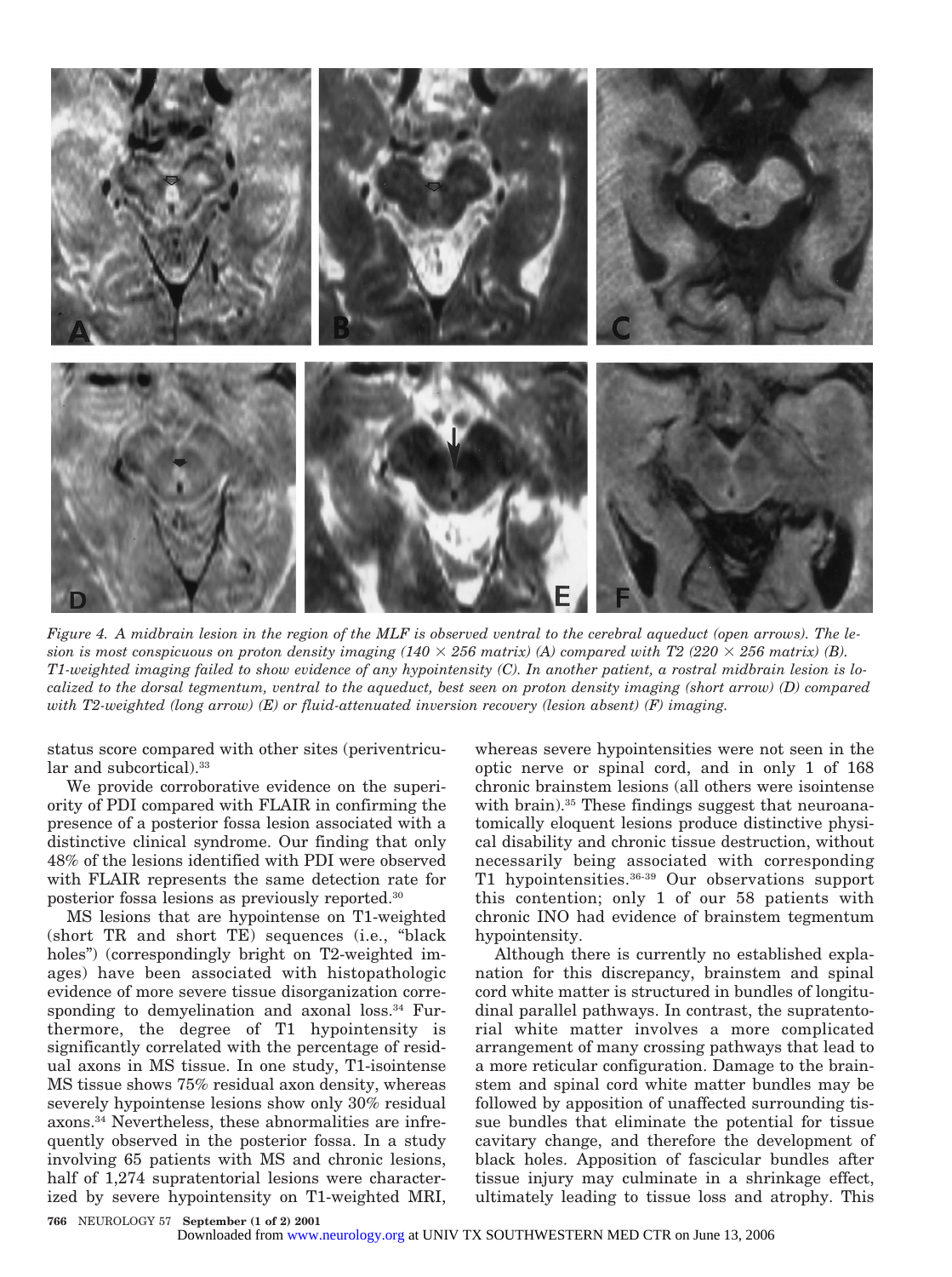*Figure 4. A midbrain lesion in the region of the MLF is observed ventral to the cerebral aqueduct (open arrows). The lesion is most conspicuous on proton density imaging (140 × 256 matrix) (A) compared with T2 (220 × 256 matrix) (B). T1-weighted imaging failed to show evidence of any hypointensity (C). In another patient, a rostral midbrain lesion is localized to the dorsal tegmentum, ventral to the aqueduct, best seen on proton density imaging (short arrow) (D) compared with T2-weighted (long arrow) (E) or fluid-attenuated inversion recovery (lesion absent) (F) imaging.*

status score compared with other sites (periventricular and subcortical).[33]

We provide corroborative evidence on the superiority of PDI compared with FLAIR in confirming the presence of a posterior fossa lesion associated with a distinctive clinical syndrome. Our finding that only 48% of the lesions identified with PDI were observed with FLAIR represents the same detection rate for posterior fossa lesions as previously reported.[30]

MS lesions that are hypointense on T1-weighted (short TR and short TE) sequences (i.e., "black holes") (correspondingly bright on T2-weighted images) have been associated with histopathologic evidence of more severe tissue disorganization corresponding to demyelination and axonal loss.[34] Furthermore, the degree of T1 hypointensity is significantly correlated with the percentage of residual axons in MS tissue. In one study, T1-isointense MS tissue shows 75% residual axon density, whereas severely hypointense lesions show only 30% residual axons.[34] Nevertheless, these abnormalities are infrequently observed in the posterior fossa. In a study involving 65 patients with MS and chronic lesions, half of 1,274 supratentorial lesions were characterized by severe hypointensity on T1-weighted MRI, whereas severe hypointensities were not seen in the optic nerve or spinal cord, and in only 1 of 168 chronic brainstem lesions (all others were isointense with brain).[35] These findings suggest that neuroanatomically eloquent lesions produce distinctive physical disability and chronic tissue destruction, without necessarily being associated with corresponding T1 hypointensities.[36-39] Our observations support this contention; only 1 of our 58 patients with chronic INO had evidence of brainstem tegmentum hypointensity.

Although there is currently no established explanation for this discrepancy, brainstem and spinal cord white matter is structured in bundles of longitudinal parallel pathways. In contrast, the supratentorial white matter involves a more complicated arrangement of many crossing pathways that lead to a more reticular configuration. Damage to the brainstem and spinal cord white matter bundles may be followed by apposition of unaffected surrounding tissue bundles that eliminate the potential for tissue cavitary change, and therefore the development of black holes. Apposition of fascicular bundles after tissue injury may culminate in a shrinkage effect, ultimately leading to tissue loss and atrophy. This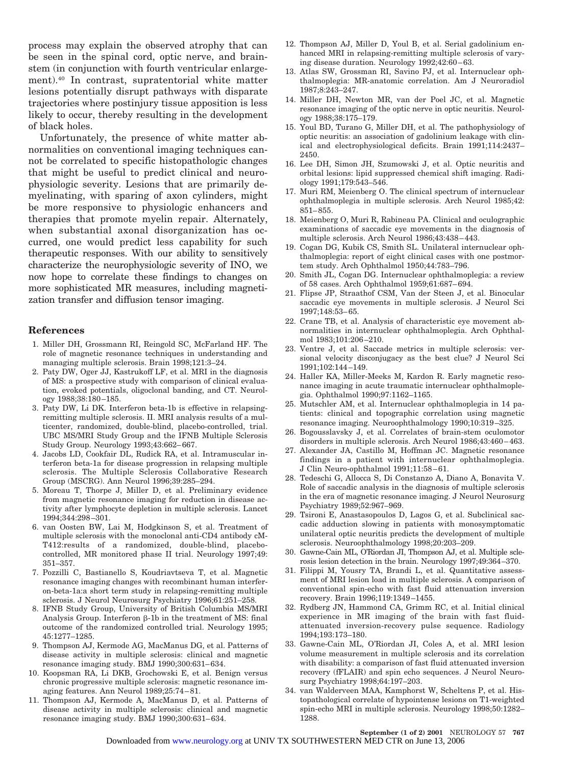process may explain the observed atrophy that can be seen in the spinal cord, optic nerve, and brainstem (in conjunction with fourth ventricular enlargement).[40] In contrast, supratentorial white matter lesions potentially disrupt pathways with disparate trajectories where postinjury tissue apposition is less likely to occur, thereby resulting in the development of black holes.

Unfortunately, the presence of white matter abnormalities on conventional imaging techniques cannot be correlated to specific histopathologic changes that might be useful to predict clinical and neurophysiologic severity. Lesions that are primarily demyelinating, with sparing of axon cylinders, might be more responsive to physiologic enhancers and therapies that promote myelin repair. Alternately, when substantial axonal disorganization has occurred, one would predict less capability for such therapeutic responses. With our ability to sensitively characterize the neurophysiologic severity of INO, we now hope to correlate these findings to changes on more sophisticated MR measures, including magnetization transfer and diffusion tensor imaging.

## References

1. Miller DH, Grossmann RI, Reingold SC, McFarland HF. The role of magnetic resonance techniques in understanding and managing multiple sclerosis. Brain 1998;121:3–24.
2. Paty DW, Oger JJ, Kastrukoff LF, et al. MRI in the diagnosis of MS: a prospective study with comparison of clinical evaluation, evoked potentials, oligoclonal banding, and CT. Neurology 1988;38:180–185.
3. Paty DW, Li DK. Interferon beta-1b is effective in relapsing-remitting multiple sclerosis. II. MRI analysis results of a multicenter, randomized, double-blind, placebo-controlled, trial. UBC MS/MRI Study Group and the IFNB Multiple Sclerosis Study Group. Neurology 1993;43:662–667.
4. Jacobs LD, Cookfair DL, Rudick RA, et al. Intramuscular interferon beta-1a for disease progression in relapsing multiple sclerosis. The Multiple Sclerosis Collaborative Research Group (MSCRG). Ann Neurol 1996;39:285–294.
5. Moreau T, Thorpe J, Miller D, et al. Preliminary evidence from magnetic resonance imaging for reduction in disease activity after lymphocyte depletion in multiple sclerosis. Lancet 1994;344:298–301.
6. van Oosten BW, Lai M, Hodgkinson S, et al. Treatment of multiple sclerosis with the monoclonal anti-CD4 antibody cM-T412:results of a randomized, double-blind, placebo-controlled, MR monitored phase II trial. Neurology 1997;49:351–357.
7. Pozzilli C, Bastianello S, Koudriavtseva T, et al. Magnetic resonance imaging changes with recombinant human interferon-beta-1a:a short term study in relapsing-remitting multiple sclerosis. J Neurol Neurosurg Psychiatry 1996;61:251–258.
8. IFNB Study Group, University of British Columbia MS/MRI Analysis Group. Interferon β-1b in the treatment of MS: final outcome of the randomized controlled trial. Neurology 1995;45:1277–1285.
9. Thompson AJ, Kermode AG, MacManus DG, et al. Patterns of disease activity in multiple sclerosis: clinical and magnetic resonance imaging study. BMJ 1990;300:631–634.
10. Koopsman RA, Li DKB, Grochowski E, et al. Benign versus chronic progressive multiple sclerosis: magnetic resonance imaging features. Ann Neurol 1989;25:74–81.
11. Thompson AJ, Kermode A, MacManus D, et al. Patterns of disease activity in multiple sclerosis: clinical and magnetic resonance imaging study. BMJ 1990;300:631–634.
12. Thompson AJ, Miller D, Youl B, et al. Serial gadolinium enhanced MRI in relapsing-remitting multiple sclerosis of varying disease duration. Neurology 1992;42:60–63.
13. Atlas SW, Grossman RI, Savino PJ, et al. Internuclear ophthalmoplegia: MR-anatomic correlation. Am J Neuroradiol 1987;8:243–247.
14. Miller DH, Newton MR, van der Poel JC, et al. Magnetic resonance imaging of the optic nerve in optic neuritis. Neurology 1988;38:175–179.
15. Youl BD, Turano G, Miller DH, et al. The pathophysiology of optic neuritis: an association of gadolinium leakage with clinical and electrophysiological deficits. Brain 1991;114:2437–2450.
16. Lee DH, Simon JH, Szumowski J, et al. Optic neuritis and orbital lesions: lipid suppressed chemical shift imaging. Radiology 1991;179:543–546.
17. Muri RM, Meienberg O. The clinical spectrum of internuclear ophthalmoplegia in multiple sclerosis. Arch Neurol 1985;42:851–855.
18. Meienberg O, Muri R, Rabineau PA. Clinical and oculographic examinations of saccadic eye movements in the diagnosis of multiple sclerosis. Arch Neurol 1986;43:438–443.
19. Cogan DG, Kubik CS, Smith SL. Unilateral internuclear ophthalmoplegia: report of eight clinical cases with one postmortem study. Arch Ophthalmol 1950;44:783–796.
20. Smith JL, Cogan DG. Internuclear ophthalmoplegia: a review of 58 cases. Arch Ophthalmol 1959;61:687–694.
21. Flipse JP, Straathof CSM, Van der Steen J, et al. Binocular saccadic eye movements in multiple sclerosis. J Neurol Sci 1997;148:53–65.
22. Crane TB, et al. Analysis of characteristic eye movement abnormalities in internuclear ophthalmoplegia. Arch Ophthalmol 1983;101:206–210.
23. Ventre J, et al. Saccade metrics in multiple sclerosis: versional velocity disconjugacy as the best clue? J Neurol Sci 1991;102:144–149.
24. Haller KA, Miller-Meeks M, Kardon R. Early magnetic resonance imaging in acute traumatic internuclear ophthalmoplegia. Ophthalmol 1990;97:1162–1165.
25. Mutschler AM, et al. Internuclear ophthalmoplegia in 14 patients: clinical and topographic correlation using magnetic resonance imaging. Neuroophthalmology 1990;10:319–325.
26. Bogousslavsky J, et al. Correlates of brain-stem oculomotor disorders in multiple sclerosis. Arch Neurol 1986;43:460–463.
27. Alexander JA, Castillo M, Hoffman JC. Magnetic resonance findings in a patient with internuclear ophthalmoplegia. J Clin Neuro-ophthalmol 1991;11:58–61.
28. Tedeschi G, Allocca S, Di Constanzo A, Diano A, Bonavita V. Role of saccadic analysis in the diagnosis of multiple sclerosis in the era of magnetic resonance imaging. J Neurol Neurosurg Psychiatry 1989;52:967–969.
29. Tsironi E, Anastasopoulos D, Lagos G, et al. Subclinical saccadic adduction slowing in patients with monosymptomatic unilateral optic neuritis predicts the development of multiple sclerosis. Neuroophthalmology 1998;20:203–209.
30. Gawne-Cain ML, O'Riordan JI, Thompson AJ, et al. Multiple sclerosis lesion detection in the brain. Neurology 1997;49:364–370.
31. Filippi M, Yousry TA, Brandi L, et al. Quantitative assessment of MRI lesion load in multiple sclerosis. A comparison of conventional spin-echo with fast fluid attenuation inversion recovery. Brain 1996;119:1349–1455.
32. Rydberg JN, Hammond CA, Grimm RC, et al. Initial clinical experience in MR imaging of the brain with fast fluid-attenuated inversion-recovery pulse sequence. Radiology 1994;193:173–180.
33. Gawne-Cain ML, O'Riordan JI, Coles A, et al. MRI lesion volume measurement in multiple sclerosis and its correlation with disability: a comparison of fast fluid attenuated inversion recovery (fFLAIR) and spin echo sequences. J Neurol Neurosurg Psychiatry 1998;64:197–203.
34. van Walderveen MAA, Kamphorst W, Scheltens P, et al. Histopathological correlate of hypointense lesions on T1-weighted spin-echo MRI in multiple sclerosis. Neurology 1998;50:1282–1288.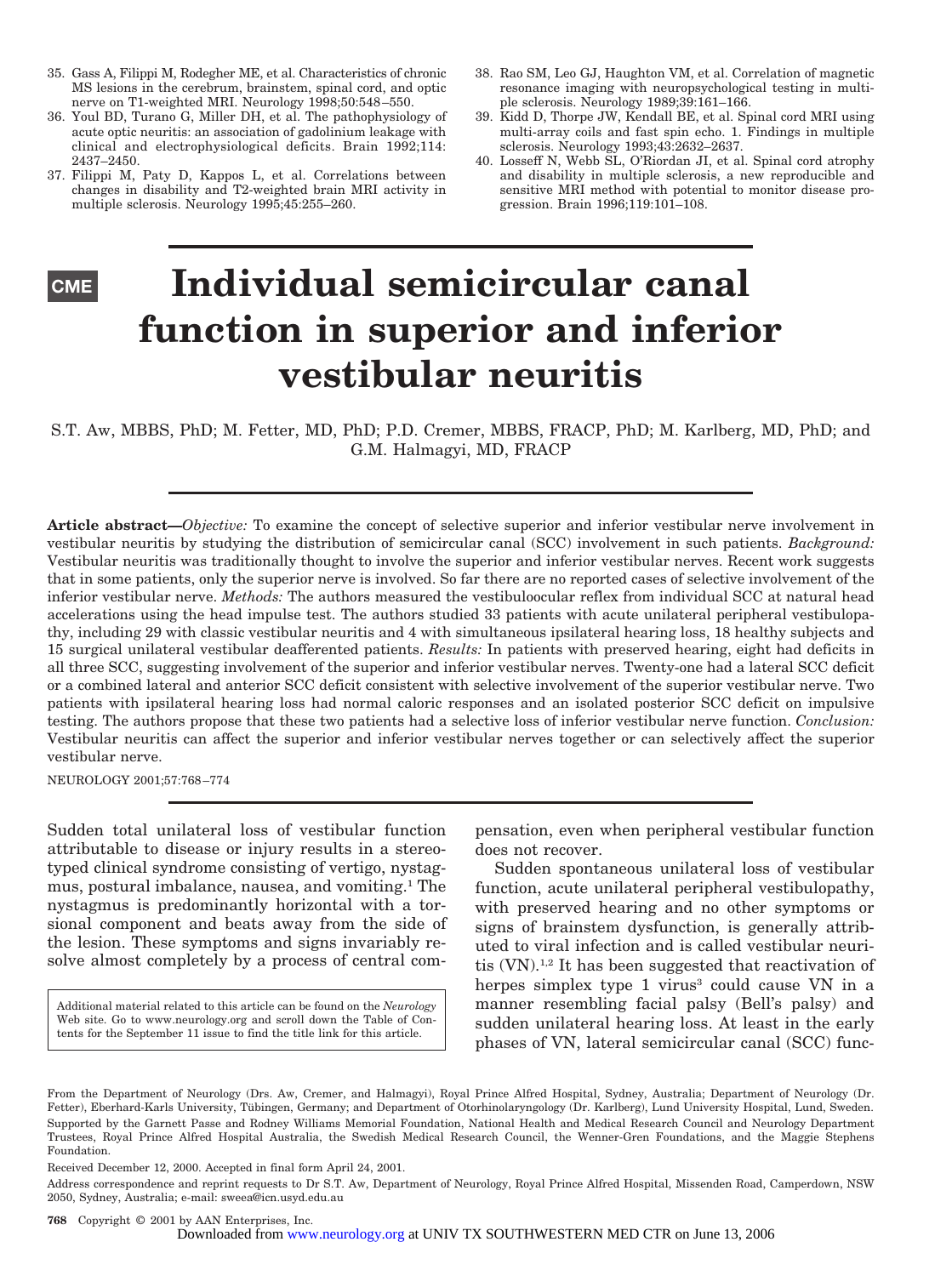35. Gass A, Filippi M, Rodegher ME, et al. Characteristics of chronic MS lesions in the cerebrum, brainstem, spinal cord, and optic nerve on T1-weighted MRI. Neurology 1998;50:548–550.
36. Youl BD, Turano G, Miller DH, et al. The pathophysiology of acute optic neuritis: an association of gadolinium leakage with clinical and electrophysiological deficits. Brain 1992;114: 2437–2450.
37. Filippi M, Paty D, Kappos L, et al. Correlations between changes in disability and T2-weighted brain MRI activity in multiple sclerosis. Neurology 1995;45:255–260.
38. Rao SM, Leo GJ, Haughton VM, et al. Correlation of magnetic resonance imaging with neuropsychological testing in multiple sclerosis. Neurology 1989;39:161–166.
39. Kidd D, Thorpe JW, Kendall BE, et al. Spinal cord MRI using multi-array coils and fast spin echo. 1. Findings in multiple sclerosis. Neurology 1993;43:2632–2637.
40. Losseff N, Webb SL, O'Riordan JI, et al. Spinal cord atrophy and disability in multiple sclerosis, a new reproducible and sensitive MRI method with potential to monitor disease progression. Brain 1996;119:101–108.

CME

# Individual semicircular canal function in superior and inferior vestibular neuritis

S.T. Aw, MBBS, PhD; M. Fetter, MD, PhD; P.D. Cremer, MBBS, FRACP, PhD; M. Karlberg, MD, PhD; and G.M. Halmagyi, MD, FRACP

**Article abstract—***Objective:* To examine the concept of selective superior and inferior vestibular nerve involvement in vestibular neuritis by studying the distribution of semicircular canal (SCC) involvement in such patients. *Background:* Vestibular neuritis was traditionally thought to involve the superior and inferior vestibular nerves. Recent work suggests that in some patients, only the superior nerve is involved. So far there are no reported cases of selective involvement of the inferior vestibular nerve. *Methods:* The authors measured the vestibuloocular reflex from individual SCC at natural head accelerations using the head impulse test. The authors studied 33 patients with acute unilateral peripheral vestibulopathy, including 29 with classic vestibular neuritis and 4 with simultaneous ipsilateral hearing loss, 18 healthy subjects and 15 surgical unilateral vestibular deafferented patients. *Results:* In patients with preserved hearing, eight had deficits in all three SCC, suggesting involvement of the superior and inferior vestibular nerves. Twenty-one had a lateral SCC deficit or a combined lateral and anterior SCC deficit consistent with selective involvement of the superior vestibular nerve. Two patients with ipsilateral hearing loss had normal caloric responses and an isolated posterior SCC deficit on impulsive testing. The authors propose that these two patients had a selective loss of inferior vestibular nerve function. *Conclusion:* Vestibular neuritis can affect the superior and inferior vestibular nerves together or can selectively affect the superior vestibular nerve.

NEUROLOGY 2001;57:768–774

Sudden total unilateral loss of vestibular function attributable to disease or injury results in a stereotyped clinical syndrome consisting of vertigo, nystagmus, postural imbalance, nausea, and vomiting.[1] The nystagmus is predominantly horizontal with a torsional component and beats away from the side of the lesion. These symptoms and signs invariably resolve almost completely by a process of central compensation, even when peripheral vestibular function does not recover.

Sudden spontaneous unilateral loss of vestibular function, acute unilateral peripheral vestibulopathy, with preserved hearing and no other symptoms or signs of brainstem dysfunction, is generally attributed to viral infection and is called vestibular neuritis (VN).[1,2] It has been suggested that reactivation of herpes simplex type 1 virus[3] could cause VN in a manner resembling facial palsy (Bell's palsy) and sudden unilateral hearing loss. At least in the early phases of VN, lateral semicircular canal (SCC) func-

Additional material related to this article can be found on the *Neurology* Web site. Go to www.neurology.org and scroll down the Table of Contents for the September 11 issue to find the title link for this article.

From the Department of Neurology (Drs. Aw, Cremer, and Halmagyi), Royal Prince Alfred Hospital, Sydney, Australia; Department of Neurology (Dr. Fetter), Eberhard-Karls University, Tübingen, Germany; and Department of Otorhinolaryngology (Dr. Karlberg), Lund University Hospital, Lund, Sweden.
Supported by the Garnett Passe and Rodney Williams Memorial Foundation, National Health and Medical Research Council and Neurology Department Trustees, Royal Prince Alfred Hospital Australia, the Swedish Medical Research Council, the Wenner-Gren Foundations, and the Maggie Stephens Foundation.

Received December 12, 2000. Accepted in final form April 24, 2001.

Address correspondence and reprint requests to Dr S.T. Aw, Department of Neurology, Royal Prince Alfred Hospital, Missenden Road, Camperdown, NSW 2050, Sydney, Australia; e-mail: sweea@icn.usyd.edu.au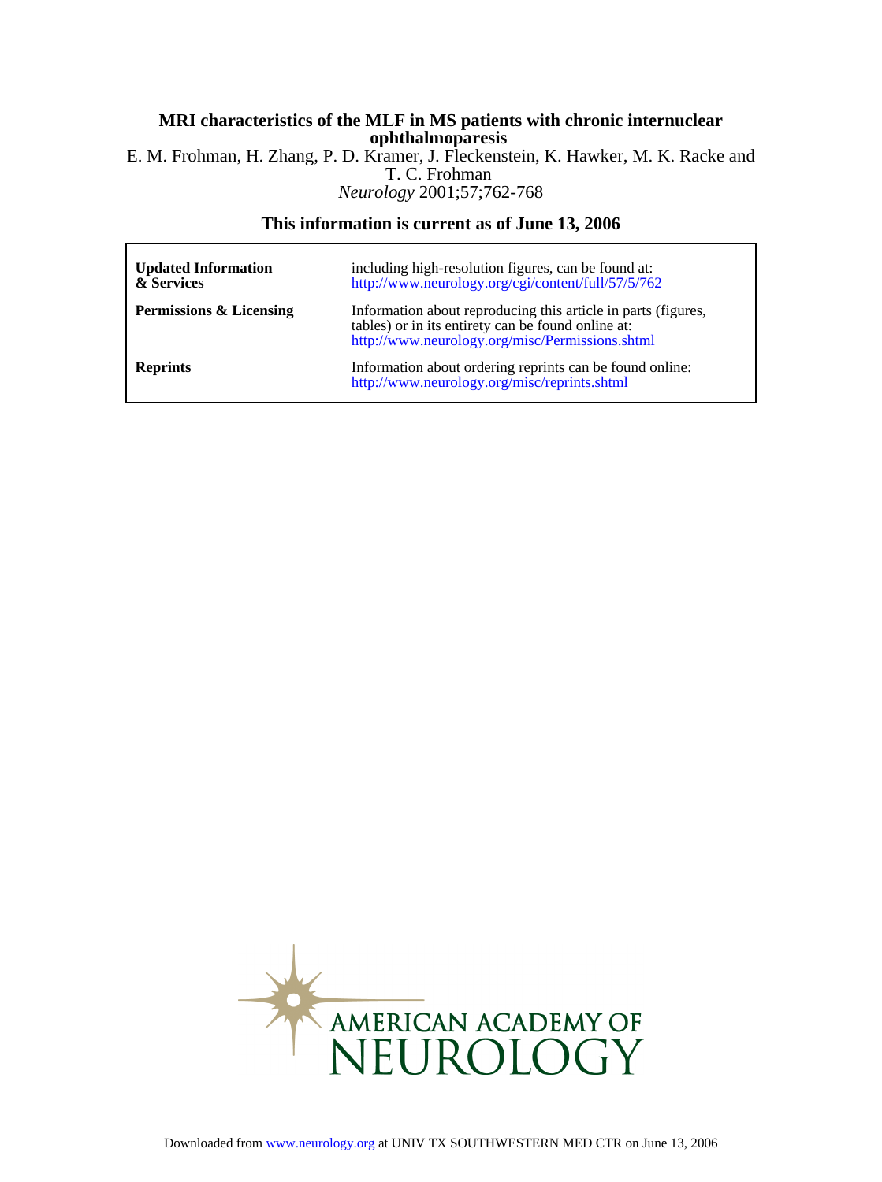# MRI characteristics of the MLF in MS patients with chronic internuclear ophthalmoparesis

E. M. Frohman, H. Zhang, P. D. Kramer, J. Fleckenstein, K. Hawker, M. K. Racke and T. C. Frohman

*Neurology* 2001;57;762-768

## This information is current as of June 13, 2006

| | |
|---|---|
| **Updated Information & Services** | including high-resolution figures, can be found at: http://www.neurology.org/cgi/content/full/57/5/762 |
| **Permissions & Licensing** | Information about reproducing this article in parts (figures, tables) or in its entirety can be found online at: http://www.neurology.org/misc/Permissions.shtml |
| **Reprints** | Information about ordering reprints can be found online: http://www.neurology.org/misc/reprints.shtml |

AMERICAN ACADEMY OF NEUROLOGY

Downloaded from www.neurology.org at UNIV TX SOUTHWESTERN MED CTR on June 13, 2006